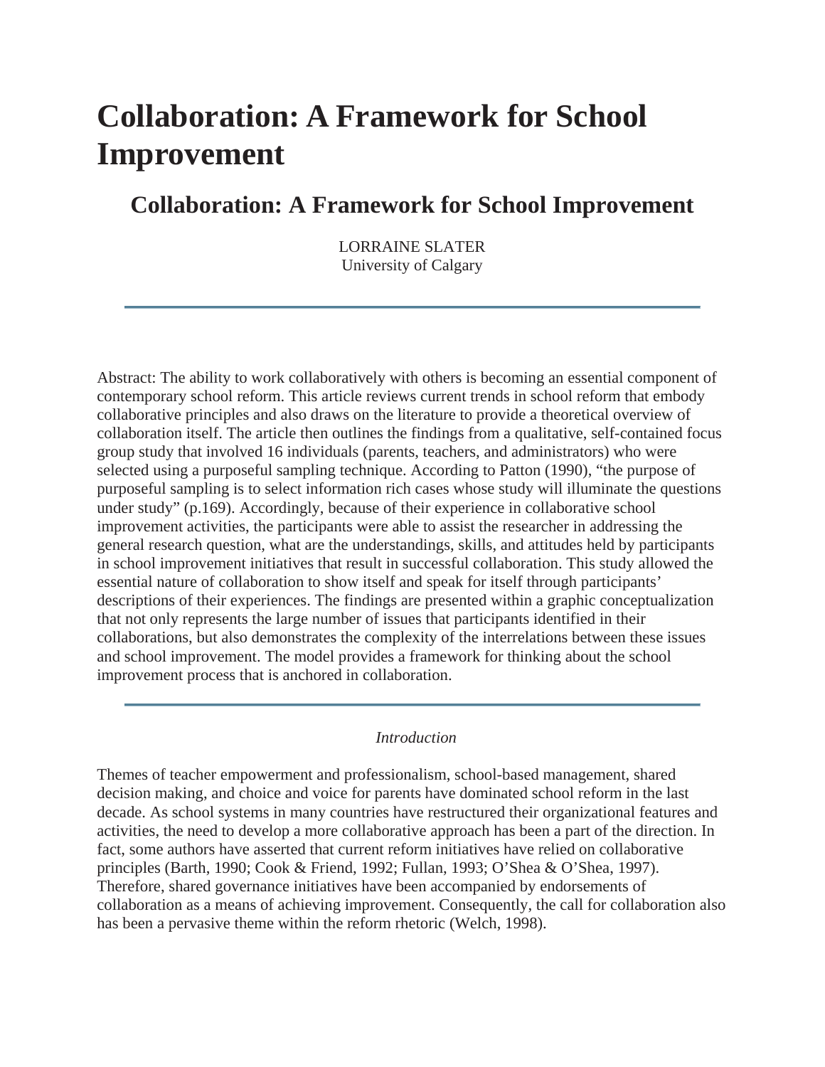# Collaboration: A Framework for School Improvement

## Collaboration: A Framework for School Improvement

LORRAINE SLATER
University of Calgary

---

Abstract: The ability to work collaboratively with others is becoming an essential component of contemporary school reform. This article reviews current trends in school reform that embody collaborative principles and also draws on the literature to provide a theoretical overview of collaboration itself. The article then outlines the findings from a qualitative, self-contained focus group study that involved 16 individuals (parents, teachers, and administrators) who were selected using a purposeful sampling technique. According to Patton (1990), "the purpose of purposeful sampling is to select information rich cases whose study will illuminate the questions under study" (p.169). Accordingly, because of their experience in collaborative school improvement activities, the participants were able to assist the researcher in addressing the general research question, what are the understandings, skills, and attitudes held by participants in school improvement initiatives that result in successful collaboration. This study allowed the essential nature of collaboration to show itself and speak for itself through participants' descriptions of their experiences. The findings are presented within a graphic conceptualization that not only represents the large number of issues that participants identified in their collaborations, but also demonstrates the complexity of the interrelations between these issues and school improvement. The model provides a framework for thinking about the school improvement process that is anchored in collaboration.

---

*Introduction*

Themes of teacher empowerment and professionalism, school-based management, shared decision making, and choice and voice for parents have dominated school reform in the last decade. As school systems in many countries have restructured their organizational features and activities, the need to develop a more collaborative approach has been a part of the direction. In fact, some authors have asserted that current reform initiatives have relied on collaborative principles (Barth, 1990; Cook & Friend, 1992; Fullan, 1993; O'Shea & O'Shea, 1997). Therefore, shared governance initiatives have been accompanied by endorsements of collaboration as a means of achieving improvement. Consequently, the call for collaboration also has been a pervasive theme within the reform rhetoric (Welch, 1998).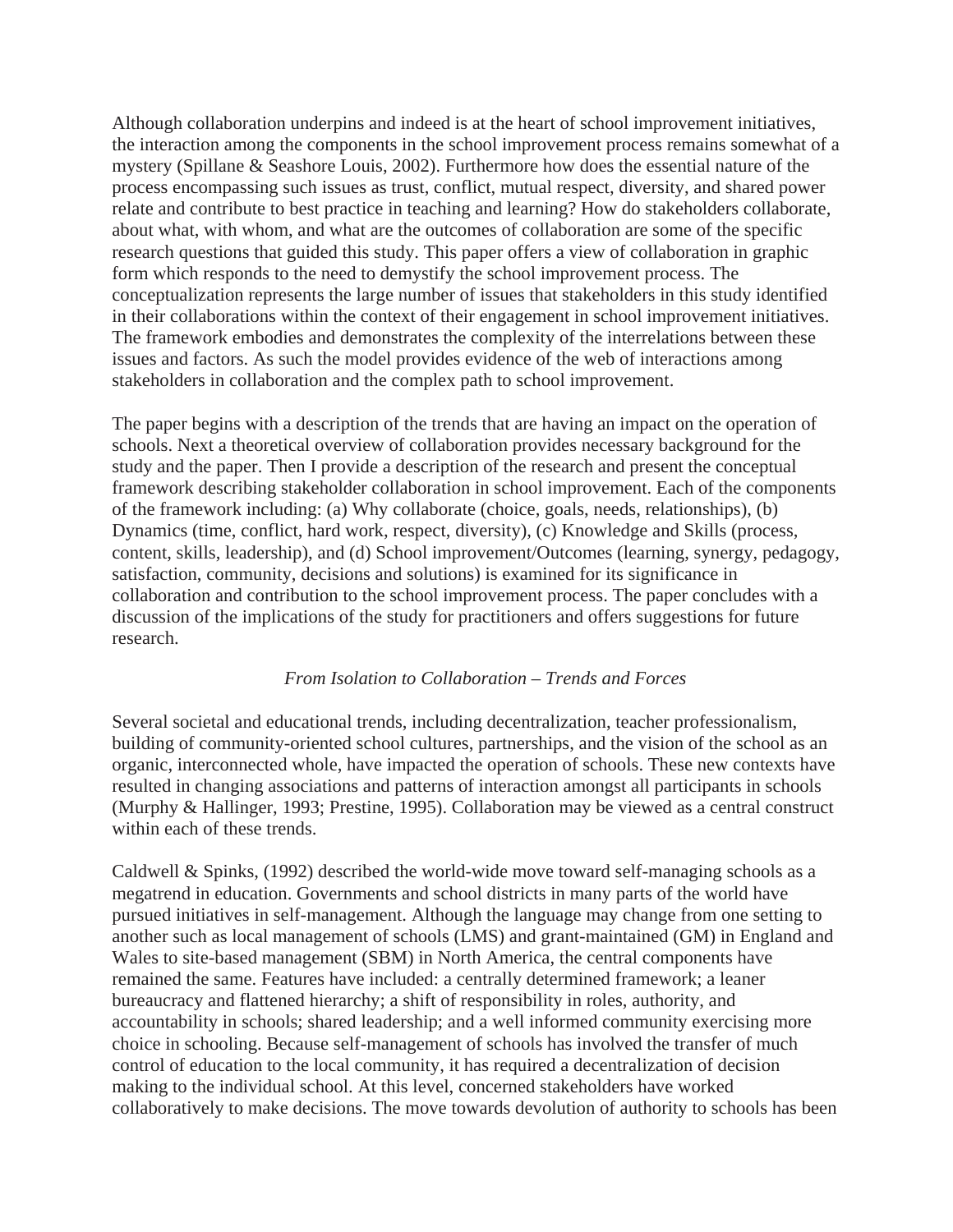Although collaboration underpins and indeed is at the heart of school improvement initiatives, the interaction among the components in the school improvement process remains somewhat of a mystery (Spillane & Seashore Louis, 2002). Furthermore how does the essential nature of the process encompassing such issues as trust, conflict, mutual respect, diversity, and shared power relate and contribute to best practice in teaching and learning? How do stakeholders collaborate, about what, with whom, and what are the outcomes of collaboration are some of the specific research questions that guided this study. This paper offers a view of collaboration in graphic form which responds to the need to demystify the school improvement process. The conceptualization represents the large number of issues that stakeholders in this study identified in their collaborations within the context of their engagement in school improvement initiatives. The framework embodies and demonstrates the complexity of the interrelations between these issues and factors. As such the model provides evidence of the web of interactions among stakeholders in collaboration and the complex path to school improvement.

The paper begins with a description of the trends that are having an impact on the operation of schools. Next a theoretical overview of collaboration provides necessary background for the study and the paper. Then I provide a description of the research and present the conceptual framework describing stakeholder collaboration in school improvement. Each of the components of the framework including: (a) Why collaborate (choice, goals, needs, relationships), (b) Dynamics (time, conflict, hard work, respect, diversity), (c) Knowledge and Skills (process, content, skills, leadership), and (d) School improvement/Outcomes (learning, synergy, pedagogy, satisfaction, community, decisions and solutions) is examined for its significance in collaboration and contribution to the school improvement process. The paper concludes with a discussion of the implications of the study for practitioners and offers suggestions for future research.

## *From Isolation to Collaboration – Trends and Forces*

Several societal and educational trends, including decentralization, teacher professionalism, building of community-oriented school cultures, partnerships, and the vision of the school as an organic, interconnected whole, have impacted the operation of schools. These new contexts have resulted in changing associations and patterns of interaction amongst all participants in schools (Murphy & Hallinger, 1993; Prestine, 1995). Collaboration may be viewed as a central construct within each of these trends.

Caldwell & Spinks, (1992) described the world-wide move toward self-managing schools as a megatrend in education. Governments and school districts in many parts of the world have pursued initiatives in self-management. Although the language may change from one setting to another such as local management of schools (LMS) and grant-maintained (GM) in England and Wales to site-based management (SBM) in North America, the central components have remained the same. Features have included: a centrally determined framework; a leaner bureaucracy and flattened hierarchy; a shift of responsibility in roles, authority, and accountability in schools; shared leadership; and a well informed community exercising more choice in schooling. Because self-management of schools has involved the transfer of much control of education to the local community, it has required a decentralization of decision making to the individual school. At this level, concerned stakeholders have worked collaboratively to make decisions. The move towards devolution of authority to schools has been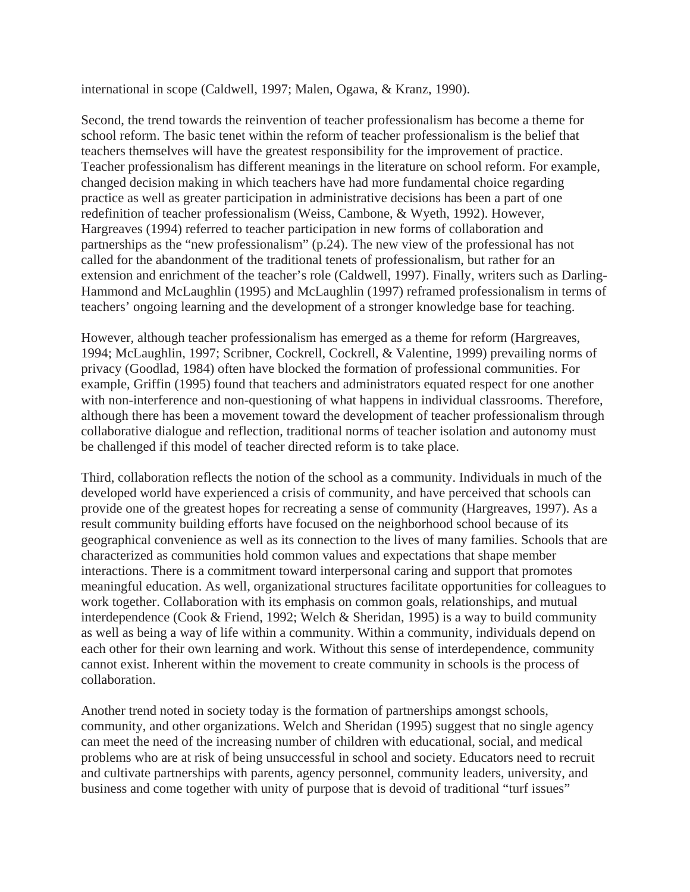international in scope (Caldwell, 1997; Malen, Ogawa, & Kranz, 1990).

Second, the trend towards the reinvention of teacher professionalism has become a theme for school reform. The basic tenet within the reform of teacher professionalism is the belief that teachers themselves will have the greatest responsibility for the improvement of practice. Teacher professionalism has different meanings in the literature on school reform. For example, changed decision making in which teachers have had more fundamental choice regarding practice as well as greater participation in administrative decisions has been a part of one redefinition of teacher professionalism (Weiss, Cambone, & Wyeth, 1992). However, Hargreaves (1994) referred to teacher participation in new forms of collaboration and partnerships as the "new professionalism" (p.24). The new view of the professional has not called for the abandonment of the traditional tenets of professionalism, but rather for an extension and enrichment of the teacher's role (Caldwell, 1997). Finally, writers such as Darling-Hammond and McLaughlin (1995) and McLaughlin (1997) reframed professionalism in terms of teachers' ongoing learning and the development of a stronger knowledge base for teaching.

However, although teacher professionalism has emerged as a theme for reform (Hargreaves, 1994; McLaughlin, 1997; Scribner, Cockrell, Cockrell, & Valentine, 1999) prevailing norms of privacy (Goodlad, 1984) often have blocked the formation of professional communities. For example, Griffin (1995) found that teachers and administrators equated respect for one another with non-interference and non-questioning of what happens in individual classrooms. Therefore, although there has been a movement toward the development of teacher professionalism through collaborative dialogue and reflection, traditional norms of teacher isolation and autonomy must be challenged if this model of teacher directed reform is to take place.

Third, collaboration reflects the notion of the school as a community. Individuals in much of the developed world have experienced a crisis of community, and have perceived that schools can provide one of the greatest hopes for recreating a sense of community (Hargreaves, 1997). As a result community building efforts have focused on the neighborhood school because of its geographical convenience as well as its connection to the lives of many families. Schools that are characterized as communities hold common values and expectations that shape member interactions. There is a commitment toward interpersonal caring and support that promotes meaningful education. As well, organizational structures facilitate opportunities for colleagues to work together. Collaboration with its emphasis on common goals, relationships, and mutual interdependence (Cook & Friend, 1992; Welch & Sheridan, 1995) is a way to build community as well as being a way of life within a community. Within a community, individuals depend on each other for their own learning and work. Without this sense of interdependence, community cannot exist. Inherent within the movement to create community in schools is the process of collaboration.

Another trend noted in society today is the formation of partnerships amongst schools, community, and other organizations. Welch and Sheridan (1995) suggest that no single agency can meet the need of the increasing number of children with educational, social, and medical problems who are at risk of being unsuccessful in school and society. Educators need to recruit and cultivate partnerships with parents, agency personnel, community leaders, university, and business and come together with unity of purpose that is devoid of traditional "turf issues"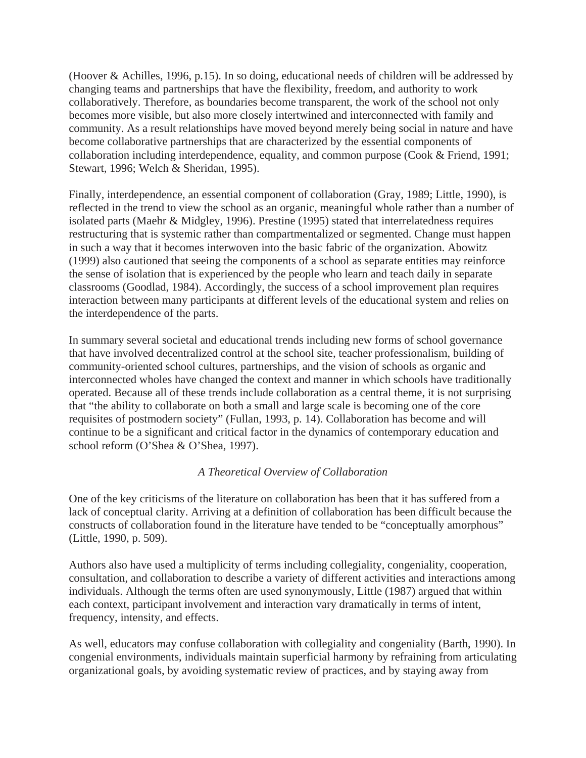(Hoover & Achilles, 1996, p.15). In so doing, educational needs of children will be addressed by changing teams and partnerships that have the flexibility, freedom, and authority to work collaboratively. Therefore, as boundaries become transparent, the work of the school not only becomes more visible, but also more closely intertwined and interconnected with family and community. As a result relationships have moved beyond merely being social in nature and have become collaborative partnerships that are characterized by the essential components of collaboration including interdependence, equality, and common purpose (Cook & Friend, 1991; Stewart, 1996; Welch & Sheridan, 1995).

Finally, interdependence, an essential component of collaboration (Gray, 1989; Little, 1990), is reflected in the trend to view the school as an organic, meaningful whole rather than a number of isolated parts (Maehr & Midgley, 1996). Prestine (1995) stated that interrelatedness requires restructuring that is systemic rather than compartmentalized or segmented. Change must happen in such a way that it becomes interwoven into the basic fabric of the organization. Abowitz (1999) also cautioned that seeing the components of a school as separate entities may reinforce the sense of isolation that is experienced by the people who learn and teach daily in separate classrooms (Goodlad, 1984). Accordingly, the success of a school improvement plan requires interaction between many participants at different levels of the educational system and relies on the interdependence of the parts.

In summary several societal and educational trends including new forms of school governance that have involved decentralized control at the school site, teacher professionalism, building of community-oriented school cultures, partnerships, and the vision of schools as organic and interconnected wholes have changed the context and manner in which schools have traditionally operated. Because all of these trends include collaboration as a central theme, it is not surprising that "the ability to collaborate on both a small and large scale is becoming one of the core requisites of postmodern society" (Fullan, 1993, p. 14). Collaboration has become and will continue to be a significant and critical factor in the dynamics of contemporary education and school reform (O'Shea & O'Shea, 1997).

## *A Theoretical Overview of Collaboration*

One of the key criticisms of the literature on collaboration has been that it has suffered from a lack of conceptual clarity. Arriving at a definition of collaboration has been difficult because the constructs of collaboration found in the literature have tended to be "conceptually amorphous" (Little, 1990, p. 509).

Authors also have used a multiplicity of terms including collegiality, congeniality, cooperation, consultation, and collaboration to describe a variety of different activities and interactions among individuals. Although the terms often are used synonymously, Little (1987) argued that within each context, participant involvement and interaction vary dramatically in terms of intent, frequency, intensity, and effects.

As well, educators may confuse collaboration with collegiality and congeniality (Barth, 1990). In congenial environments, individuals maintain superficial harmony by refraining from articulating organizational goals, by avoiding systematic review of practices, and by staying away from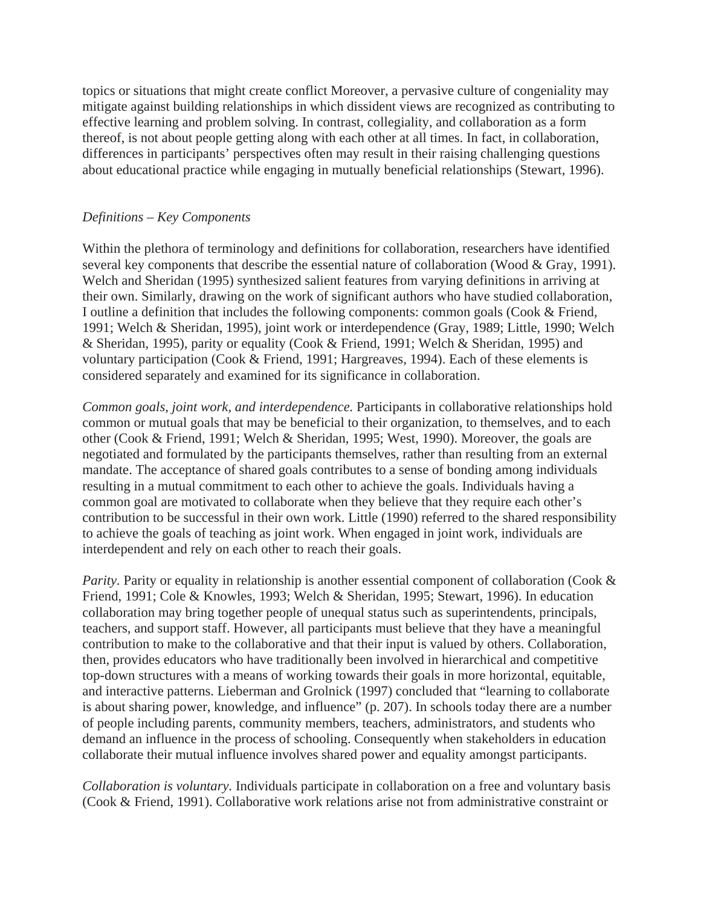topics or situations that might create conflict Moreover, a pervasive culture of congeniality may mitigate against building relationships in which dissident views are recognized as contributing to effective learning and problem solving. In contrast, collegiality, and collaboration as a form thereof, is not about people getting along with each other at all times. In fact, in collaboration, differences in participants' perspectives often may result in their raising challenging questions about educational practice while engaging in mutually beneficial relationships (Stewart, 1996).

*Definitions – Key Components*

Within the plethora of terminology and definitions for collaboration, researchers have identified several key components that describe the essential nature of collaboration (Wood & Gray, 1991). Welch and Sheridan (1995) synthesized salient features from varying definitions in arriving at their own. Similarly, drawing on the work of significant authors who have studied collaboration, I outline a definition that includes the following components: common goals (Cook & Friend, 1991; Welch & Sheridan, 1995), joint work or interdependence (Gray, 1989; Little, 1990; Welch & Sheridan, 1995), parity or equality (Cook & Friend, 1991; Welch & Sheridan, 1995) and voluntary participation (Cook & Friend, 1991; Hargreaves, 1994). Each of these elements is considered separately and examined for its significance in collaboration.

*Common goals, joint work, and interdependence.* Participants in collaborative relationships hold common or mutual goals that may be beneficial to their organization, to themselves, and to each other (Cook & Friend, 1991; Welch & Sheridan, 1995; West, 1990). Moreover, the goals are negotiated and formulated by the participants themselves, rather than resulting from an external mandate. The acceptance of shared goals contributes to a sense of bonding among individuals resulting in a mutual commitment to each other to achieve the goals. Individuals having a common goal are motivated to collaborate when they believe that they require each other's contribution to be successful in their own work. Little (1990) referred to the shared responsibility to achieve the goals of teaching as joint work. When engaged in joint work, individuals are interdependent and rely on each other to reach their goals.

*Parity.* Parity or equality in relationship is another essential component of collaboration (Cook & Friend, 1991; Cole & Knowles, 1993; Welch & Sheridan, 1995; Stewart, 1996). In education collaboration may bring together people of unequal status such as superintendents, principals, teachers, and support staff. However, all participants must believe that they have a meaningful contribution to make to the collaborative and that their input is valued by others. Collaboration, then, provides educators who have traditionally been involved in hierarchical and competitive top-down structures with a means of working towards their goals in more horizontal, equitable, and interactive patterns. Lieberman and Grolnick (1997) concluded that "learning to collaborate is about sharing power, knowledge, and influence" (p. 207). In schools today there are a number of people including parents, community members, teachers, administrators, and students who demand an influence in the process of schooling. Consequently when stakeholders in education collaborate their mutual influence involves shared power and equality amongst participants.

*Collaboration is voluntary.* Individuals participate in collaboration on a free and voluntary basis (Cook & Friend, 1991). Collaborative work relations arise not from administrative constraint or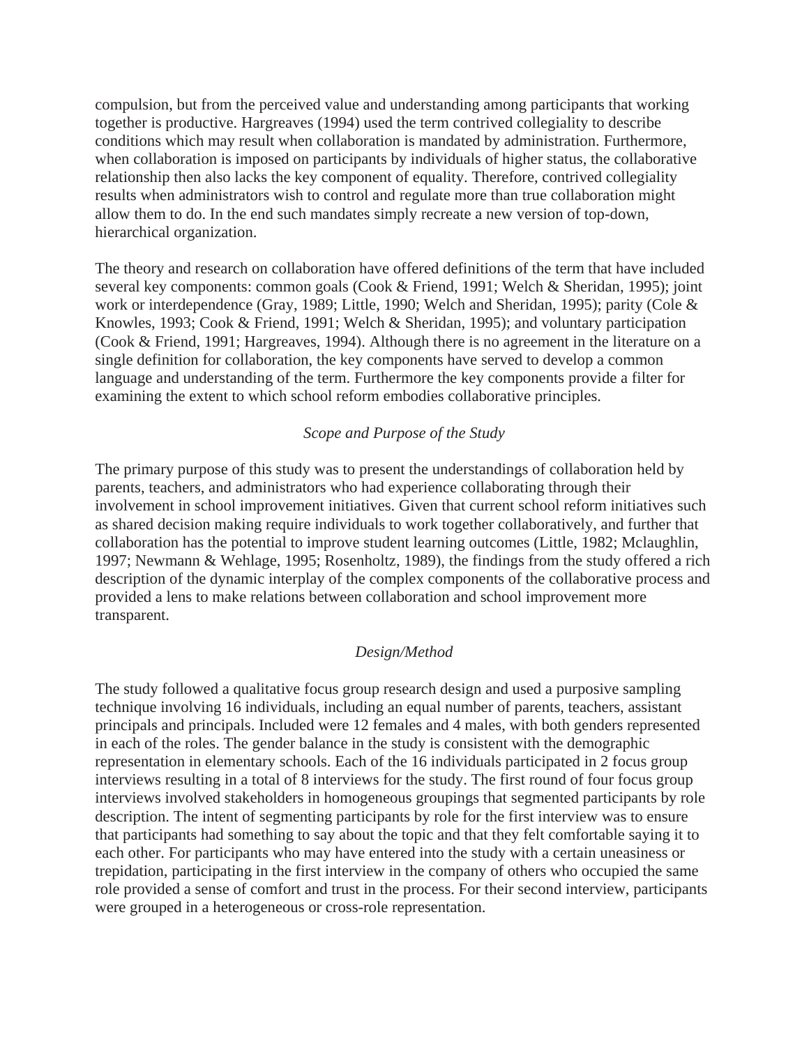compulsion, but from the perceived value and understanding among participants that working together is productive. Hargreaves (1994) used the term contrived collegiality to describe conditions which may result when collaboration is mandated by administration. Furthermore, when collaboration is imposed on participants by individuals of higher status, the collaborative relationship then also lacks the key component of equality. Therefore, contrived collegiality results when administrators wish to control and regulate more than true collaboration might allow them to do. In the end such mandates simply recreate a new version of top-down, hierarchical organization.

The theory and research on collaboration have offered definitions of the term that have included several key components: common goals (Cook & Friend, 1991; Welch & Sheridan, 1995); joint work or interdependence (Gray, 1989; Little, 1990; Welch and Sheridan, 1995); parity (Cole & Knowles, 1993; Cook & Friend, 1991; Welch & Sheridan, 1995); and voluntary participation (Cook & Friend, 1991; Hargreaves, 1994). Although there is no agreement in the literature on a single definition for collaboration, the key components have served to develop a common language and understanding of the term. Furthermore the key components provide a filter for examining the extent to which school reform embodies collaborative principles.

### *Scope and Purpose of the Study*

The primary purpose of this study was to present the understandings of collaboration held by parents, teachers, and administrators who had experience collaborating through their involvement in school improvement initiatives. Given that current school reform initiatives such as shared decision making require individuals to work together collaboratively, and further that collaboration has the potential to improve student learning outcomes (Little, 1982; Mclaughlin, 1997; Newmann & Wehlage, 1995; Rosenholtz, 1989), the findings from the study offered a rich description of the dynamic interplay of the complex components of the collaborative process and provided a lens to make relations between collaboration and school improvement more transparent.

### *Design/Method*

The study followed a qualitative focus group research design and used a purposive sampling technique involving 16 individuals, including an equal number of parents, teachers, assistant principals and principals. Included were 12 females and 4 males, with both genders represented in each of the roles. The gender balance in the study is consistent with the demographic representation in elementary schools. Each of the 16 individuals participated in 2 focus group interviews resulting in a total of 8 interviews for the study. The first round of four focus group interviews involved stakeholders in homogeneous groupings that segmented participants by role description. The intent of segmenting participants by role for the first interview was to ensure that participants had something to say about the topic and that they felt comfortable saying it to each other. For participants who may have entered into the study with a certain uneasiness or trepidation, participating in the first interview in the company of others who occupied the same role provided a sense of comfort and trust in the process. For their second interview, participants were grouped in a heterogeneous or cross-role representation.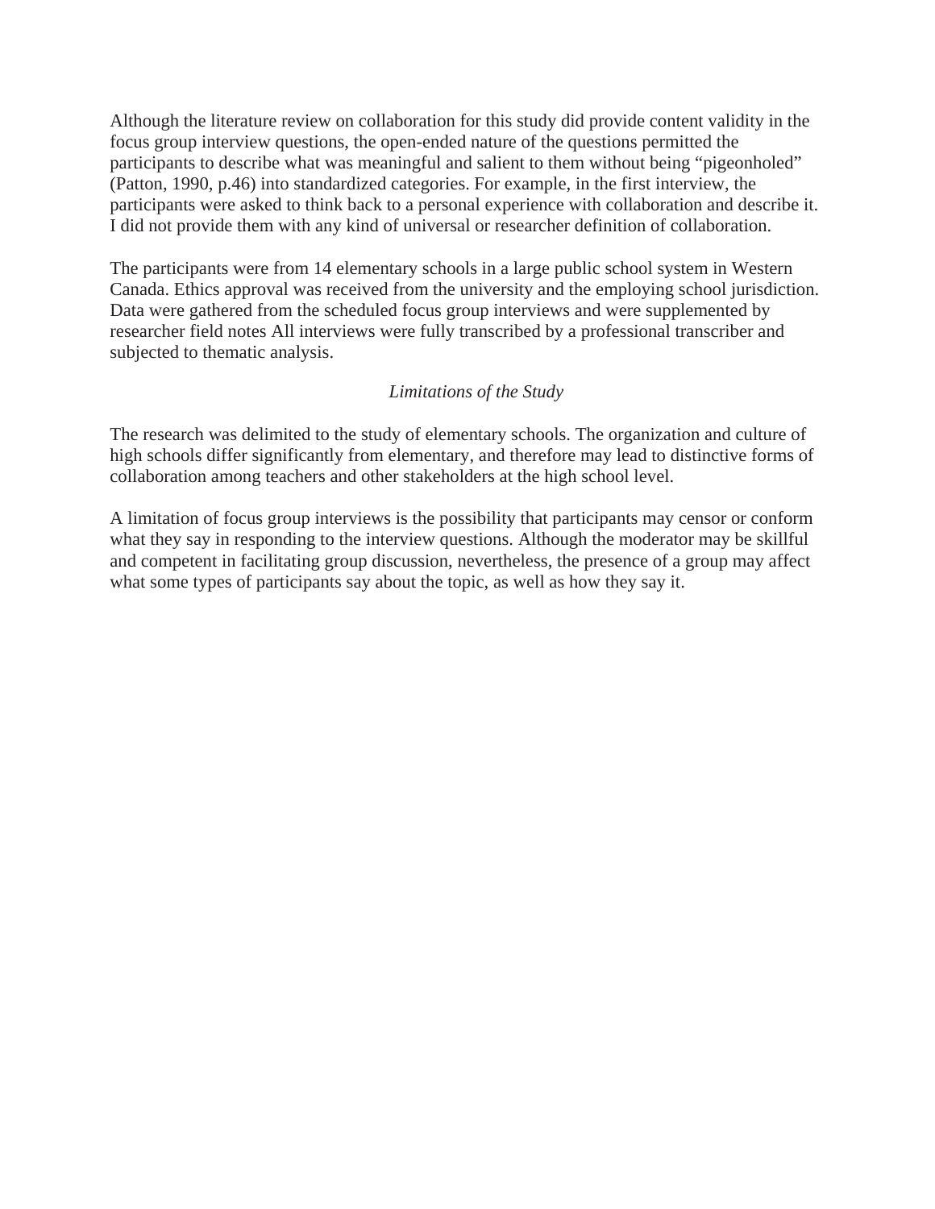Although the literature review on collaboration for this study did provide content validity in the focus group interview questions, the open-ended nature of the questions permitted the participants to describe what was meaningful and salient to them without being "pigeonholed" (Patton, 1990, p.46) into standardized categories. For example, in the first interview, the participants were asked to think back to a personal experience with collaboration and describe it. I did not provide them with any kind of universal or researcher definition of collaboration.

The participants were from 14 elementary schools in a large public school system in Western Canada. Ethics approval was received from the university and the employing school jurisdiction. Data were gathered from the scheduled focus group interviews and were supplemented by researcher field notes All interviews were fully transcribed by a professional transcriber and subjected to thematic analysis.

### *Limitations of the Study*

The research was delimited to the study of elementary schools. The organization and culture of high schools differ significantly from elementary, and therefore may lead to distinctive forms of collaboration among teachers and other stakeholders at the high school level.

A limitation of focus group interviews is the possibility that participants may censor or conform what they say in responding to the interview questions. Although the moderator may be skillful and competent in facilitating group discussion, nevertheless, the presence of a group may affect what some types of participants say about the topic, as well as how they say it.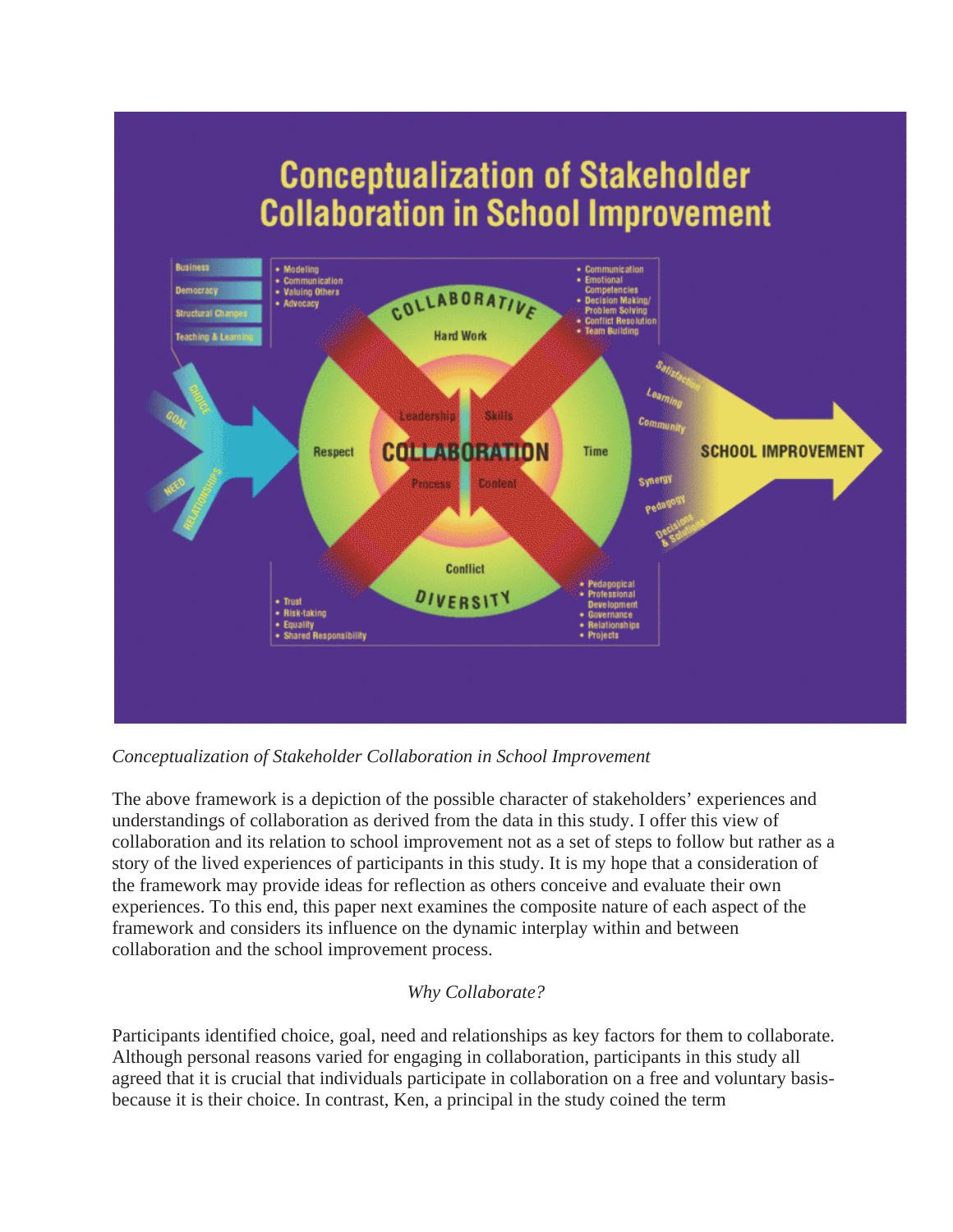*Conceptualization of Stakeholder Collaboration in School Improvement*

The above framework is a depiction of the possible character of stakeholders' experiences and understandings of collaboration as derived from the data in this study. I offer this view of collaboration and its relation to school improvement not as a set of steps to follow but rather as a story of the lived experiences of participants in this study. It is my hope that a consideration of the framework may provide ideas for reflection as others conceive and evaluate their own experiences. To this end, this paper next examines the composite nature of each aspect of the framework and considers its influence on the dynamic interplay within and between collaboration and the school improvement process.

*Why Collaborate?*

Participants identified choice, goal, need and relationships as key factors for them to collaborate. Although personal reasons varied for engaging in collaboration, participants in this study all agreed that it is crucial that individuals participate in collaboration on a free and voluntary basis- because it is their choice. In contrast, Ken, a principal in the study coined the term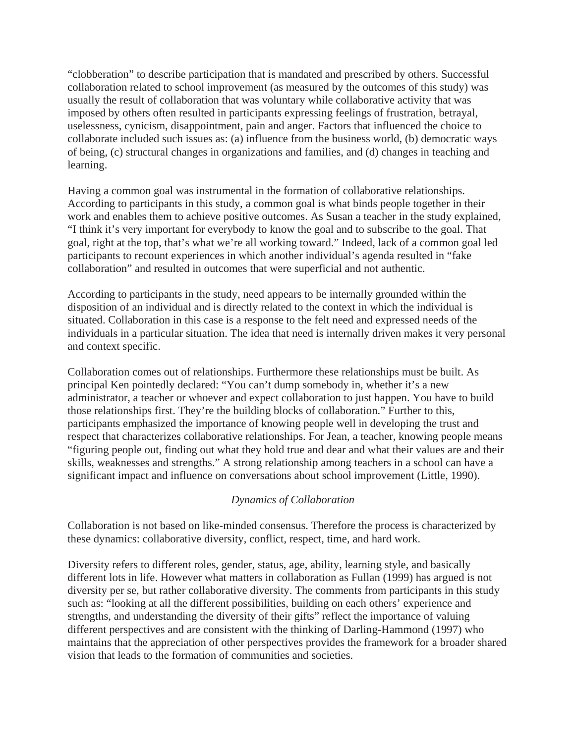"clobberation" to describe participation that is mandated and prescribed by others. Successful collaboration related to school improvement (as measured by the outcomes of this study) was usually the result of collaboration that was voluntary while collaborative activity that was imposed by others often resulted in participants expressing feelings of frustration, betrayal, uselessness, cynicism, disappointment, pain and anger. Factors that influenced the choice to collaborate included such issues as: (a) influence from the business world, (b) democratic ways of being, (c) structural changes in organizations and families, and (d) changes in teaching and learning.

Having a common goal was instrumental in the formation of collaborative relationships. According to participants in this study, a common goal is what binds people together in their work and enables them to achieve positive outcomes. As Susan a teacher in the study explained, "I think it's very important for everybody to know the goal and to subscribe to the goal. That goal, right at the top, that's what we're all working toward." Indeed, lack of a common goal led participants to recount experiences in which another individual's agenda resulted in "fake collaboration" and resulted in outcomes that were superficial and not authentic.

According to participants in the study, need appears to be internally grounded within the disposition of an individual and is directly related to the context in which the individual is situated. Collaboration in this case is a response to the felt need and expressed needs of the individuals in a particular situation. The idea that need is internally driven makes it very personal and context specific.

Collaboration comes out of relationships. Furthermore these relationships must be built. As principal Ken pointedly declared: "You can't dump somebody in, whether it's a new administrator, a teacher or whoever and expect collaboration to just happen. You have to build those relationships first. They're the building blocks of collaboration." Further to this, participants emphasized the importance of knowing people well in developing the trust and respect that characterizes collaborative relationships. For Jean, a teacher, knowing people means "figuring people out, finding out what they hold true and dear and what their values are and their skills, weaknesses and strengths." A strong relationship among teachers in a school can have a significant impact and influence on conversations about school improvement (Little, 1990).

*Dynamics of Collaboration*

Collaboration is not based on like-minded consensus. Therefore the process is characterized by these dynamics: collaborative diversity, conflict, respect, time, and hard work.

Diversity refers to different roles, gender, status, age, ability, learning style, and basically different lots in life. However what matters in collaboration as Fullan (1999) has argued is not diversity per se, but rather collaborative diversity. The comments from participants in this study such as: "looking at all the different possibilities, building on each others' experience and strengths, and understanding the diversity of their gifts" reflect the importance of valuing different perspectives and are consistent with the thinking of Darling-Hammond (1997) who maintains that the appreciation of other perspectives provides the framework for a broader shared vision that leads to the formation of communities and societies.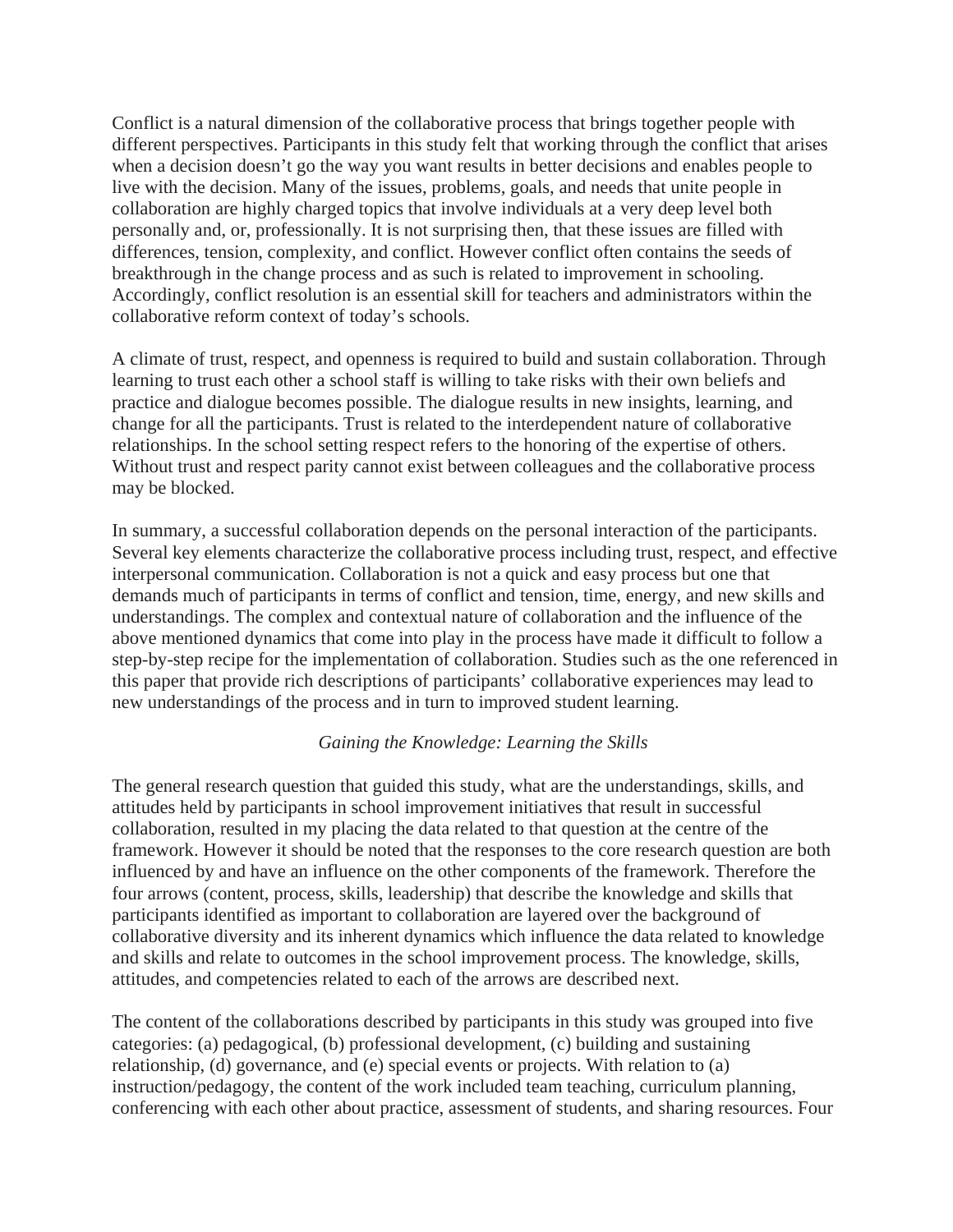Conflict is a natural dimension of the collaborative process that brings together people with different perspectives. Participants in this study felt that working through the conflict that arises when a decision doesn't go the way you want results in better decisions and enables people to live with the decision. Many of the issues, problems, goals, and needs that unite people in collaboration are highly charged topics that involve individuals at a very deep level both personally and, or, professionally. It is not surprising then, that these issues are filled with differences, tension, complexity, and conflict. However conflict often contains the seeds of breakthrough in the change process and as such is related to improvement in schooling. Accordingly, conflict resolution is an essential skill for teachers and administrators within the collaborative reform context of today's schools.

A climate of trust, respect, and openness is required to build and sustain collaboration. Through learning to trust each other a school staff is willing to take risks with their own beliefs and practice and dialogue becomes possible. The dialogue results in new insights, learning, and change for all the participants. Trust is related to the interdependent nature of collaborative relationships. In the school setting respect refers to the honoring of the expertise of others. Without trust and respect parity cannot exist between colleagues and the collaborative process may be blocked.

In summary, a successful collaboration depends on the personal interaction of the participants. Several key elements characterize the collaborative process including trust, respect, and effective interpersonal communication. Collaboration is not a quick and easy process but one that demands much of participants in terms of conflict and tension, time, energy, and new skills and understandings. The complex and contextual nature of collaboration and the influence of the above mentioned dynamics that come into play in the process have made it difficult to follow a step-by-step recipe for the implementation of collaboration. Studies such as the one referenced in this paper that provide rich descriptions of participants' collaborative experiences may lead to new understandings of the process and in turn to improved student learning.

### *Gaining the Knowledge: Learning the Skills*

The general research question that guided this study, what are the understandings, skills, and attitudes held by participants in school improvement initiatives that result in successful collaboration, resulted in my placing the data related to that question at the centre of the framework. However it should be noted that the responses to the core research question are both influenced by and have an influence on the other components of the framework. Therefore the four arrows (content, process, skills, leadership) that describe the knowledge and skills that participants identified as important to collaboration are layered over the background of collaborative diversity and its inherent dynamics which influence the data related to knowledge and skills and relate to outcomes in the school improvement process. The knowledge, skills, attitudes, and competencies related to each of the arrows are described next.

The content of the collaborations described by participants in this study was grouped into five categories: (a) pedagogical, (b) professional development, (c) building and sustaining relationship, (d) governance, and (e) special events or projects. With relation to (a) instruction/pedagogy, the content of the work included team teaching, curriculum planning, conferencing with each other about practice, assessment of students, and sharing resources. Four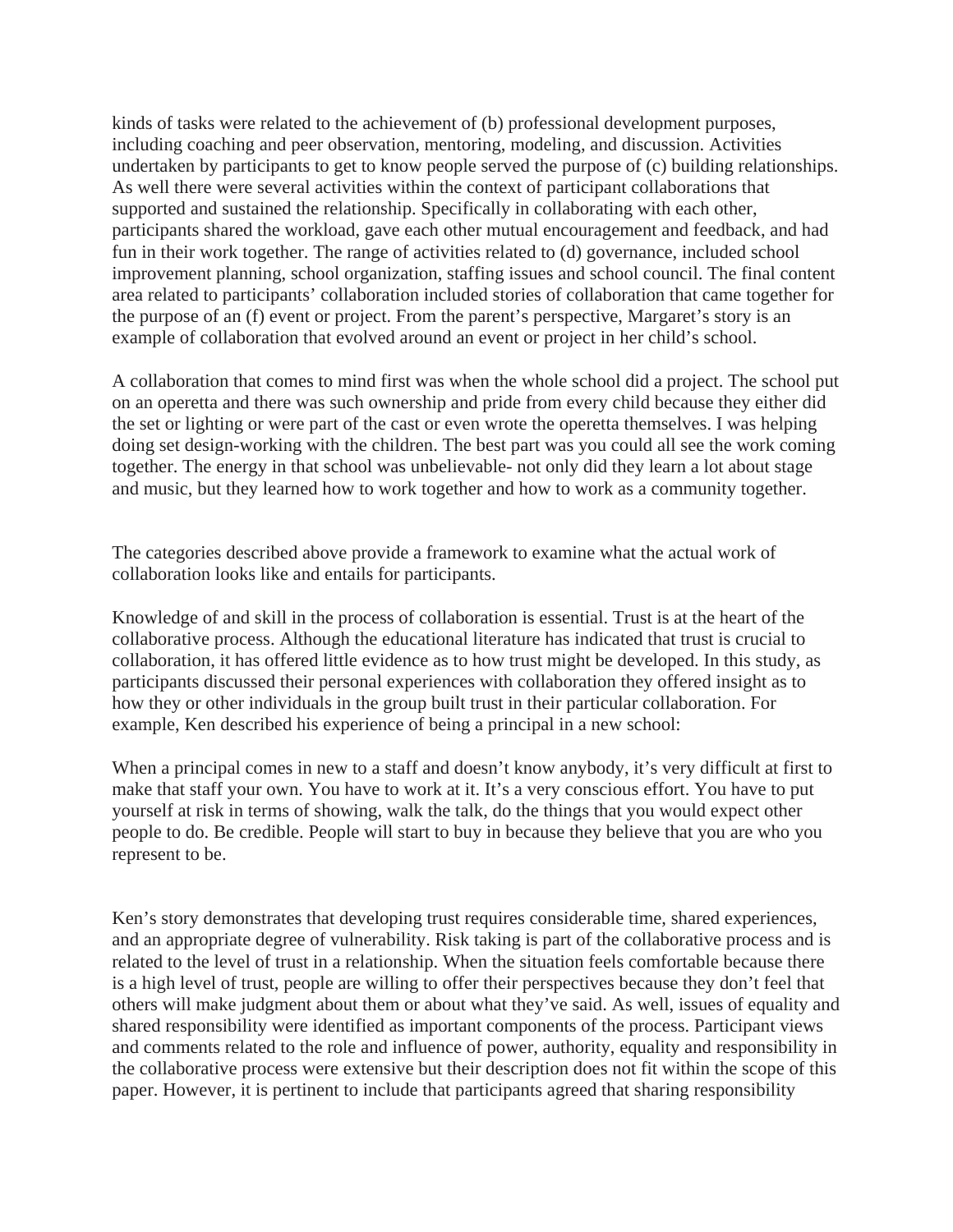kinds of tasks were related to the achievement of (b) professional development purposes, including coaching and peer observation, mentoring, modeling, and discussion. Activities undertaken by participants to get to know people served the purpose of (c) building relationships. As well there were several activities within the context of participant collaborations that supported and sustained the relationship. Specifically in collaborating with each other, participants shared the workload, gave each other mutual encouragement and feedback, and had fun in their work together. The range of activities related to (d) governance, included school improvement planning, school organization, staffing issues and school council. The final content area related to participants' collaboration included stories of collaboration that came together for the purpose of an (f) event or project. From the parent's perspective, Margaret's story is an example of collaboration that evolved around an event or project in her child's school.

A collaboration that comes to mind first was when the whole school did a project. The school put on an operetta and there was such ownership and pride from every child because they either did the set or lighting or were part of the cast or even wrote the operetta themselves. I was helping doing set design-working with the children. The best part was you could all see the work coming together. The energy in that school was unbelievable- not only did they learn a lot about stage and music, but they learned how to work together and how to work as a community together.

The categories described above provide a framework to examine what the actual work of collaboration looks like and entails for participants.

Knowledge of and skill in the process of collaboration is essential. Trust is at the heart of the collaborative process. Although the educational literature has indicated that trust is crucial to collaboration, it has offered little evidence as to how trust might be developed. In this study, as participants discussed their personal experiences with collaboration they offered insight as to how they or other individuals in the group built trust in their particular collaboration. For example, Ken described his experience of being a principal in a new school:

When a principal comes in new to a staff and doesn't know anybody, it's very difficult at first to make that staff your own. You have to work at it. It's a very conscious effort. You have to put yourself at risk in terms of showing, walk the talk, do the things that you would expect other people to do. Be credible. People will start to buy in because they believe that you are who you represent to be.

Ken's story demonstrates that developing trust requires considerable time, shared experiences, and an appropriate degree of vulnerability. Risk taking is part of the collaborative process and is related to the level of trust in a relationship. When the situation feels comfortable because there is a high level of trust, people are willing to offer their perspectives because they don't feel that others will make judgment about them or about what they've said. As well, issues of equality and shared responsibility were identified as important components of the process. Participant views and comments related to the role and influence of power, authority, equality and responsibility in the collaborative process were extensive but their description does not fit within the scope of this paper. However, it is pertinent to include that participants agreed that sharing responsibility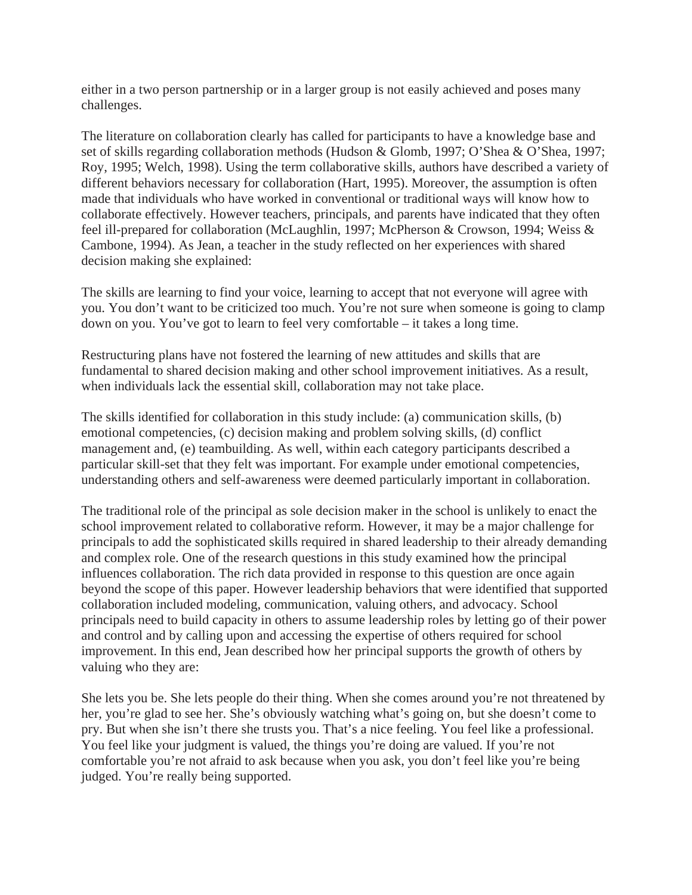either in a two person partnership or in a larger group is not easily achieved and poses many challenges.

The literature on collaboration clearly has called for participants to have a knowledge base and set of skills regarding collaboration methods (Hudson & Glomb, 1997; O'Shea & O'Shea, 1997; Roy, 1995; Welch, 1998). Using the term collaborative skills, authors have described a variety of different behaviors necessary for collaboration (Hart, 1995). Moreover, the assumption is often made that individuals who have worked in conventional or traditional ways will know how to collaborate effectively. However teachers, principals, and parents have indicated that they often feel ill-prepared for collaboration (McLaughlin, 1997; McPherson & Crowson, 1994; Weiss & Cambone, 1994). As Jean, a teacher in the study reflected on her experiences with shared decision making she explained:

The skills are learning to find your voice, learning to accept that not everyone will agree with you. You don't want to be criticized too much. You're not sure when someone is going to clamp down on you. You've got to learn to feel very comfortable – it takes a long time.

Restructuring plans have not fostered the learning of new attitudes and skills that are fundamental to shared decision making and other school improvement initiatives. As a result, when individuals lack the essential skill, collaboration may not take place.

The skills identified for collaboration in this study include: (a) communication skills, (b) emotional competencies, (c) decision making and problem solving skills, (d) conflict management and, (e) teambuilding. As well, within each category participants described a particular skill-set that they felt was important. For example under emotional competencies, understanding others and self-awareness were deemed particularly important in collaboration.

The traditional role of the principal as sole decision maker in the school is unlikely to enact the school improvement related to collaborative reform. However, it may be a major challenge for principals to add the sophisticated skills required in shared leadership to their already demanding and complex role. One of the research questions in this study examined how the principal influences collaboration. The rich data provided in response to this question are once again beyond the scope of this paper. However leadership behaviors that were identified that supported collaboration included modeling, communication, valuing others, and advocacy. School principals need to build capacity in others to assume leadership roles by letting go of their power and control and by calling upon and accessing the expertise of others required for school improvement. In this end, Jean described how her principal supports the growth of others by valuing who they are:

She lets you be. She lets people do their thing. When she comes around you're not threatened by her, you're glad to see her. She's obviously watching what's going on, but she doesn't come to pry. But when she isn't there she trusts you. That's a nice feeling. You feel like a professional. You feel like your judgment is valued, the things you're doing are valued. If you're not comfortable you're not afraid to ask because when you ask, you don't feel like you're being judged. You're really being supported.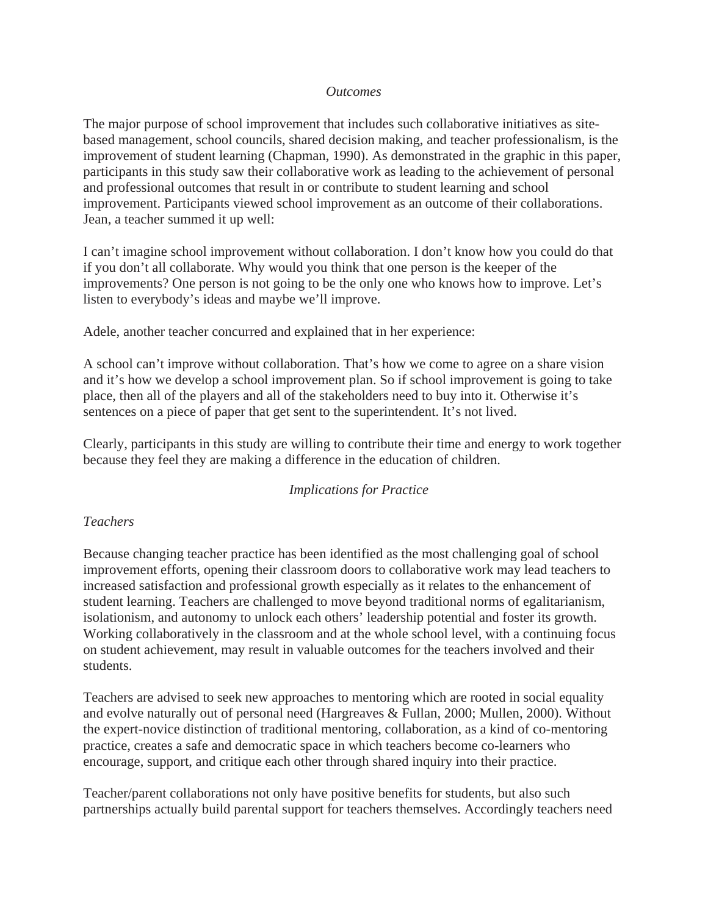*Outcomes*

The major purpose of school improvement that includes such collaborative initiatives as site-based management, school councils, shared decision making, and teacher professionalism, is the improvement of student learning (Chapman, 1990). As demonstrated in the graphic in this paper, participants in this study saw their collaborative work as leading to the achievement of personal and professional outcomes that result in or contribute to student learning and school improvement. Participants viewed school improvement as an outcome of their collaborations. Jean, a teacher summed it up well:

I can't imagine school improvement without collaboration. I don't know how you could do that if you don't all collaborate. Why would you think that one person is the keeper of the improvements? One person is not going to be the only one who knows how to improve. Let's listen to everybody's ideas and maybe we'll improve.

Adele, another teacher concurred and explained that in her experience:

A school can't improve without collaboration. That's how we come to agree on a share vision and it's how we develop a school improvement plan. So if school improvement is going to take place, then all of the players and all of the stakeholders need to buy into it. Otherwise it's sentences on a piece of paper that get sent to the superintendent. It's not lived.

Clearly, participants in this study are willing to contribute their time and energy to work together because they feel they are making a difference in the education of children.

*Implications for Practice*

*Teachers*

Because changing teacher practice has been identified as the most challenging goal of school improvement efforts, opening their classroom doors to collaborative work may lead teachers to increased satisfaction and professional growth especially as it relates to the enhancement of student learning. Teachers are challenged to move beyond traditional norms of egalitarianism, isolationism, and autonomy to unlock each others' leadership potential and foster its growth. Working collaboratively in the classroom and at the whole school level, with a continuing focus on student achievement, may result in valuable outcomes for the teachers involved and their students.

Teachers are advised to seek new approaches to mentoring which are rooted in social equality and evolve naturally out of personal need (Hargreaves & Fullan, 2000; Mullen, 2000). Without the expert-novice distinction of traditional mentoring, collaboration, as a kind of co-mentoring practice, creates a safe and democratic space in which teachers become co-learners who encourage, support, and critique each other through shared inquiry into their practice.

Teacher/parent collaborations not only have positive benefits for students, but also such partnerships actually build parental support for teachers themselves. Accordingly teachers need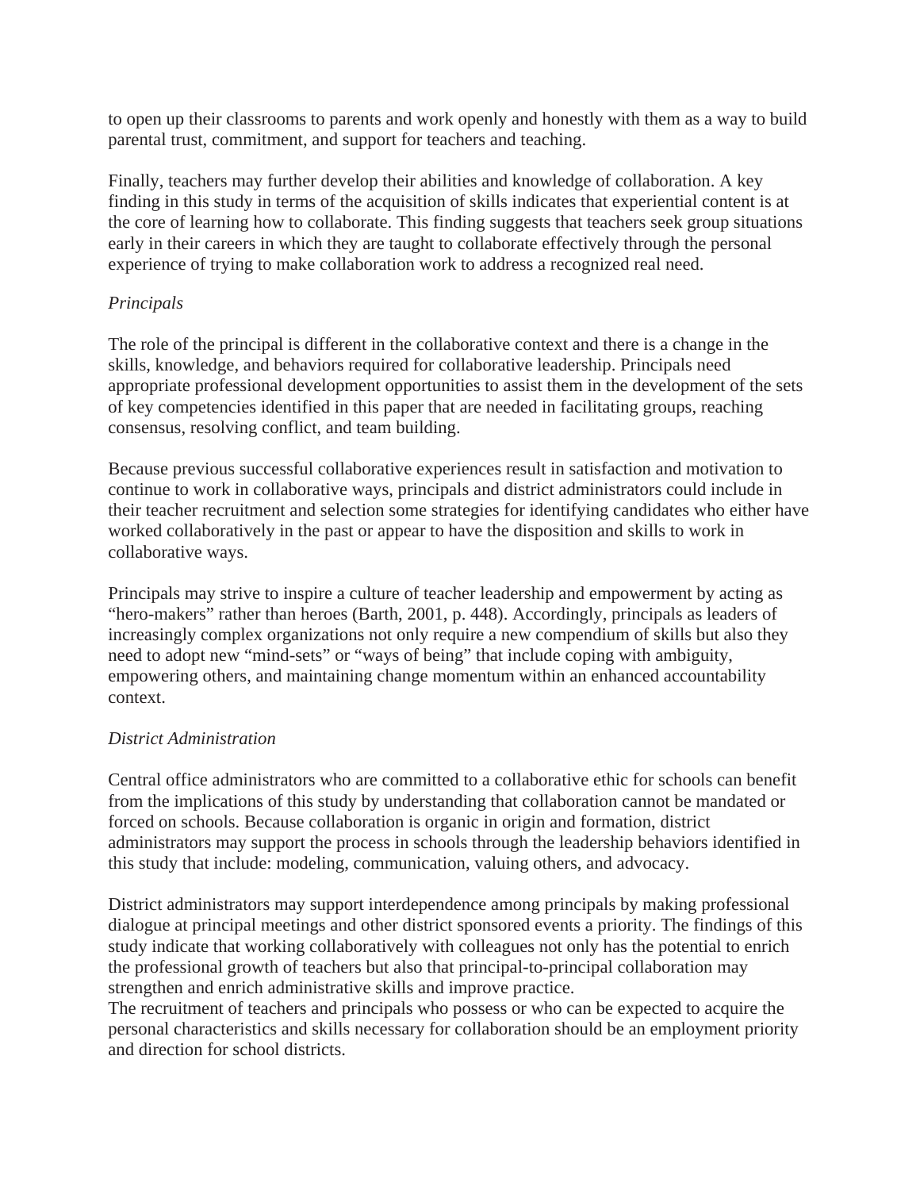to open up their classrooms to parents and work openly and honestly with them as a way to build parental trust, commitment, and support for teachers and teaching.

Finally, teachers may further develop their abilities and knowledge of collaboration. A key finding in this study in terms of the acquisition of skills indicates that experiential content is at the core of learning how to collaborate. This finding suggests that teachers seek group situations early in their careers in which they are taught to collaborate effectively through the personal experience of trying to make collaboration work to address a recognized real need.

*Principals*

The role of the principal is different in the collaborative context and there is a change in the skills, knowledge, and behaviors required for collaborative leadership. Principals need appropriate professional development opportunities to assist them in the development of the sets of key competencies identified in this paper that are needed in facilitating groups, reaching consensus, resolving conflict, and team building.

Because previous successful collaborative experiences result in satisfaction and motivation to continue to work in collaborative ways, principals and district administrators could include in their teacher recruitment and selection some strategies for identifying candidates who either have worked collaboratively in the past or appear to have the disposition and skills to work in collaborative ways.

Principals may strive to inspire a culture of teacher leadership and empowerment by acting as "hero-makers" rather than heroes (Barth, 2001, p. 448). Accordingly, principals as leaders of increasingly complex organizations not only require a new compendium of skills but also they need to adopt new "mind-sets" or "ways of being" that include coping with ambiguity, empowering others, and maintaining change momentum within an enhanced accountability context.

*District Administration*

Central office administrators who are committed to a collaborative ethic for schools can benefit from the implications of this study by understanding that collaboration cannot be mandated or forced on schools. Because collaboration is organic in origin and formation, district administrators may support the process in schools through the leadership behaviors identified in this study that include: modeling, communication, valuing others, and advocacy.

District administrators may support interdependence among principals by making professional dialogue at principal meetings and other district sponsored events a priority. The findings of this study indicate that working collaboratively with colleagues not only has the potential to enrich the professional growth of teachers but also that principal-to-principal collaboration may strengthen and enrich administrative skills and improve practice.
The recruitment of teachers and principals who possess or who can be expected to acquire the personal characteristics and skills necessary for collaboration should be an employment priority and direction for school districts.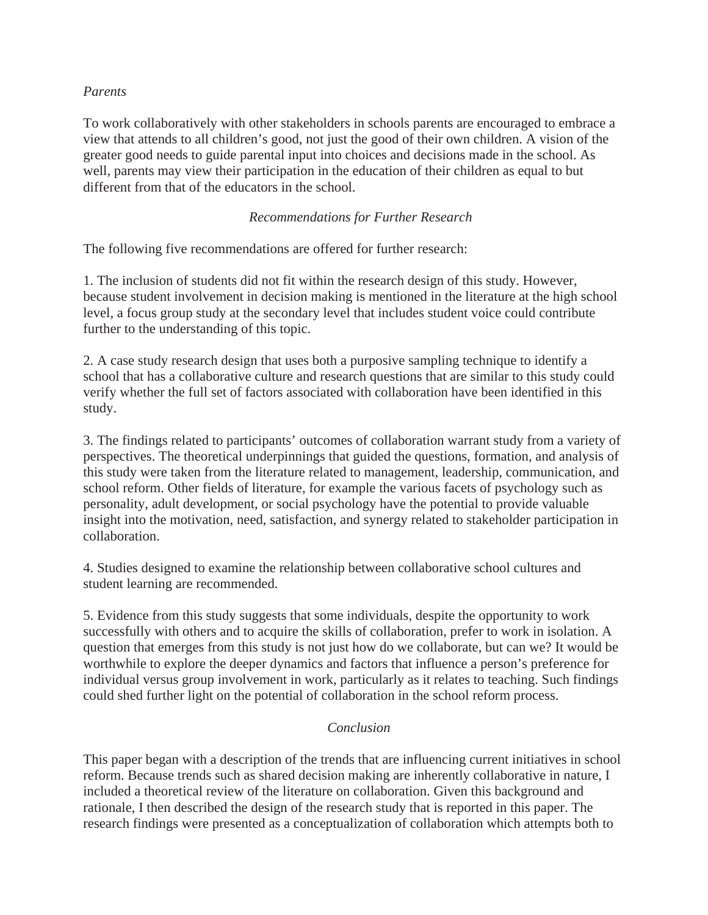*Parents*

To work collaboratively with other stakeholders in schools parents are encouraged to embrace a view that attends to all children's good, not just the good of their own children. A vision of the greater good needs to guide parental input into choices and decisions made in the school. As well, parents may view their participation in the education of their children as equal to but different from that of the educators in the school.

## *Recommendations for Further Research*

The following five recommendations are offered for further research:

1. The inclusion of students did not fit within the research design of this study. However, because student involvement in decision making is mentioned in the literature at the high school level, a focus group study at the secondary level that includes student voice could contribute further to the understanding of this topic.

2. A case study research design that uses both a purposive sampling technique to identify a school that has a collaborative culture and research questions that are similar to this study could verify whether the full set of factors associated with collaboration have been identified in this study.

3. The findings related to participants' outcomes of collaboration warrant study from a variety of perspectives. The theoretical underpinnings that guided the questions, formation, and analysis of this study were taken from the literature related to management, leadership, communication, and school reform. Other fields of literature, for example the various facets of psychology such as personality, adult development, or social psychology have the potential to provide valuable insight into the motivation, need, satisfaction, and synergy related to stakeholder participation in collaboration.

4. Studies designed to examine the relationship between collaborative school cultures and student learning are recommended.

5. Evidence from this study suggests that some individuals, despite the opportunity to work successfully with others and to acquire the skills of collaboration, prefer to work in isolation. A question that emerges from this study is not just how do we collaborate, but can we? It would be worthwhile to explore the deeper dynamics and factors that influence a person's preference for individual versus group involvement in work, particularly as it relates to teaching. Such findings could shed further light on the potential of collaboration in the school reform process.

## *Conclusion*

This paper began with a description of the trends that are influencing current initiatives in school reform. Because trends such as shared decision making are inherently collaborative in nature, I included a theoretical review of the literature on collaboration. Given this background and rationale, I then described the design of the research study that is reported in this paper. The research findings were presented as a conceptualization of collaboration which attempts both to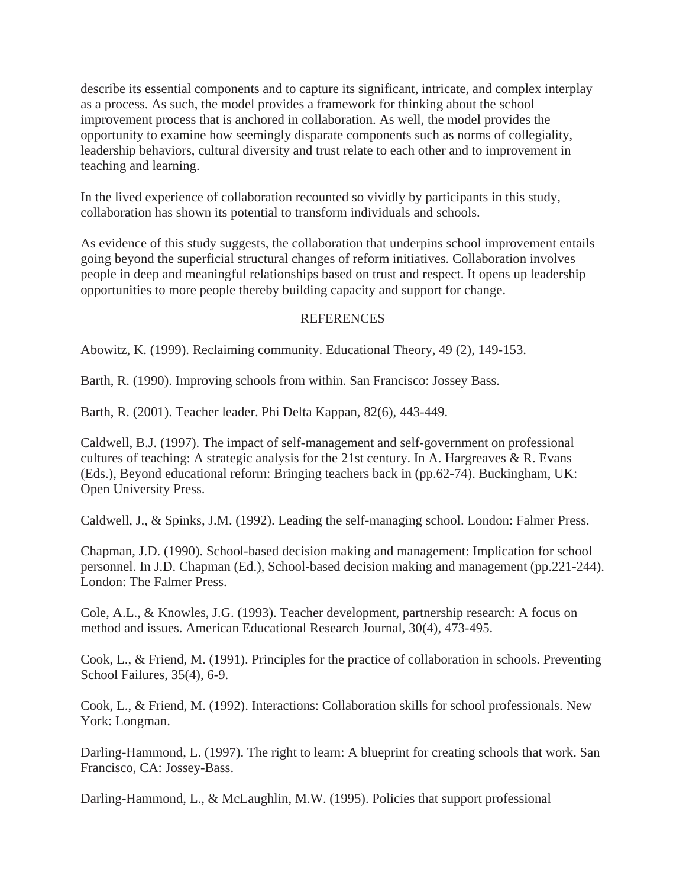describe its essential components and to capture its significant, intricate, and complex interplay as a process. As such, the model provides a framework for thinking about the school improvement process that is anchored in collaboration. As well, the model provides the opportunity to examine how seemingly disparate components such as norms of collegiality, leadership behaviors, cultural diversity and trust relate to each other and to improvement in teaching and learning.

In the lived experience of collaboration recounted so vividly by participants in this study, collaboration has shown its potential to transform individuals and schools.

As evidence of this study suggests, the collaboration that underpins school improvement entails going beyond the superficial structural changes of reform initiatives. Collaboration involves people in deep and meaningful relationships based on trust and respect. It opens up leadership opportunities to more people thereby building capacity and support for change.

## REFERENCES

Abowitz, K. (1999). Reclaiming community. Educational Theory, 49 (2), 149-153.

Barth, R. (1990). Improving schools from within. San Francisco: Jossey Bass.

Barth, R. (2001). Teacher leader. Phi Delta Kappan, 82(6), 443-449.

Caldwell, B.J. (1997). The impact of self-management and self-government on professional cultures of teaching: A strategic analysis for the 21st century. In A. Hargreaves & R. Evans (Eds.), Beyond educational reform: Bringing teachers back in (pp.62-74). Buckingham, UK: Open University Press.

Caldwell, J., & Spinks, J.M. (1992). Leading the self-managing school. London: Falmer Press.

Chapman, J.D. (1990). School-based decision making and management: Implication for school personnel. In J.D. Chapman (Ed.), School-based decision making and management (pp.221-244). London: The Falmer Press.

Cole, A.L., & Knowles, J.G. (1993). Teacher development, partnership research: A focus on method and issues. American Educational Research Journal, 30(4), 473-495.

Cook, L., & Friend, M. (1991). Principles for the practice of collaboration in schools. Preventing School Failures, 35(4), 6-9.

Cook, L., & Friend, M. (1992). Interactions: Collaboration skills for school professionals. New York: Longman.

Darling-Hammond, L. (1997). The right to learn: A blueprint for creating schools that work. San Francisco, CA: Jossey-Bass.

Darling-Hammond, L., & McLaughlin, M.W. (1995). Policies that support professional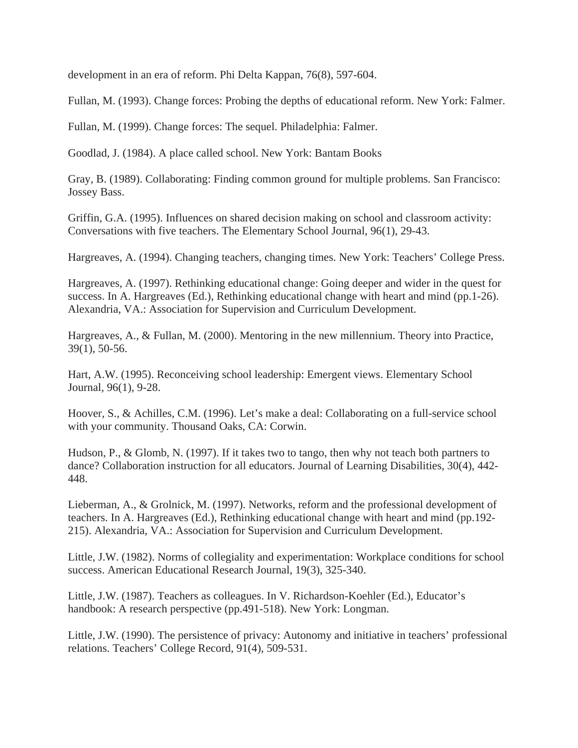development in an era of reform. Phi Delta Kappan, 76(8), 597-604.

Fullan, M. (1993). Change forces: Probing the depths of educational reform. New York: Falmer.

Fullan, M. (1999). Change forces: The sequel. Philadelphia: Falmer.

Goodlad, J. (1984). A place called school. New York: Bantam Books

Gray, B. (1989). Collaborating: Finding common ground for multiple problems. San Francisco: Jossey Bass.

Griffin, G.A. (1995). Influences on shared decision making on school and classroom activity: Conversations with five teachers. The Elementary School Journal, 96(1), 29-43.

Hargreaves, A. (1994). Changing teachers, changing times. New York: Teachers' College Press.

Hargreaves, A. (1997). Rethinking educational change: Going deeper and wider in the quest for success. In A. Hargreaves (Ed.), Rethinking educational change with heart and mind (pp.1-26). Alexandria, VA.: Association for Supervision and Curriculum Development.

Hargreaves, A., & Fullan, M. (2000). Mentoring in the new millennium. Theory into Practice, 39(1), 50-56.

Hart, A.W. (1995). Reconceiving school leadership: Emergent views. Elementary School Journal, 96(1), 9-28.

Hoover, S., & Achilles, C.M. (1996). Let's make a deal: Collaborating on a full-service school with your community. Thousand Oaks, CA: Corwin.

Hudson, P., & Glomb, N. (1997). If it takes two to tango, then why not teach both partners to dance? Collaboration instruction for all educators. Journal of Learning Disabilities, 30(4), 442-448.

Lieberman, A., & Grolnick, M. (1997). Networks, reform and the professional development of teachers. In A. Hargreaves (Ed.), Rethinking educational change with heart and mind (pp.192-215). Alexandria, VA.: Association for Supervision and Curriculum Development.

Little, J.W. (1982). Norms of collegiality and experimentation: Workplace conditions for school success. American Educational Research Journal, 19(3), 325-340.

Little, J.W. (1987). Teachers as colleagues. In V. Richardson-Koehler (Ed.), Educator's handbook: A research perspective (pp.491-518). New York: Longman.

Little, J.W. (1990). The persistence of privacy: Autonomy and initiative in teachers' professional relations. Teachers' College Record, 91(4), 509-531.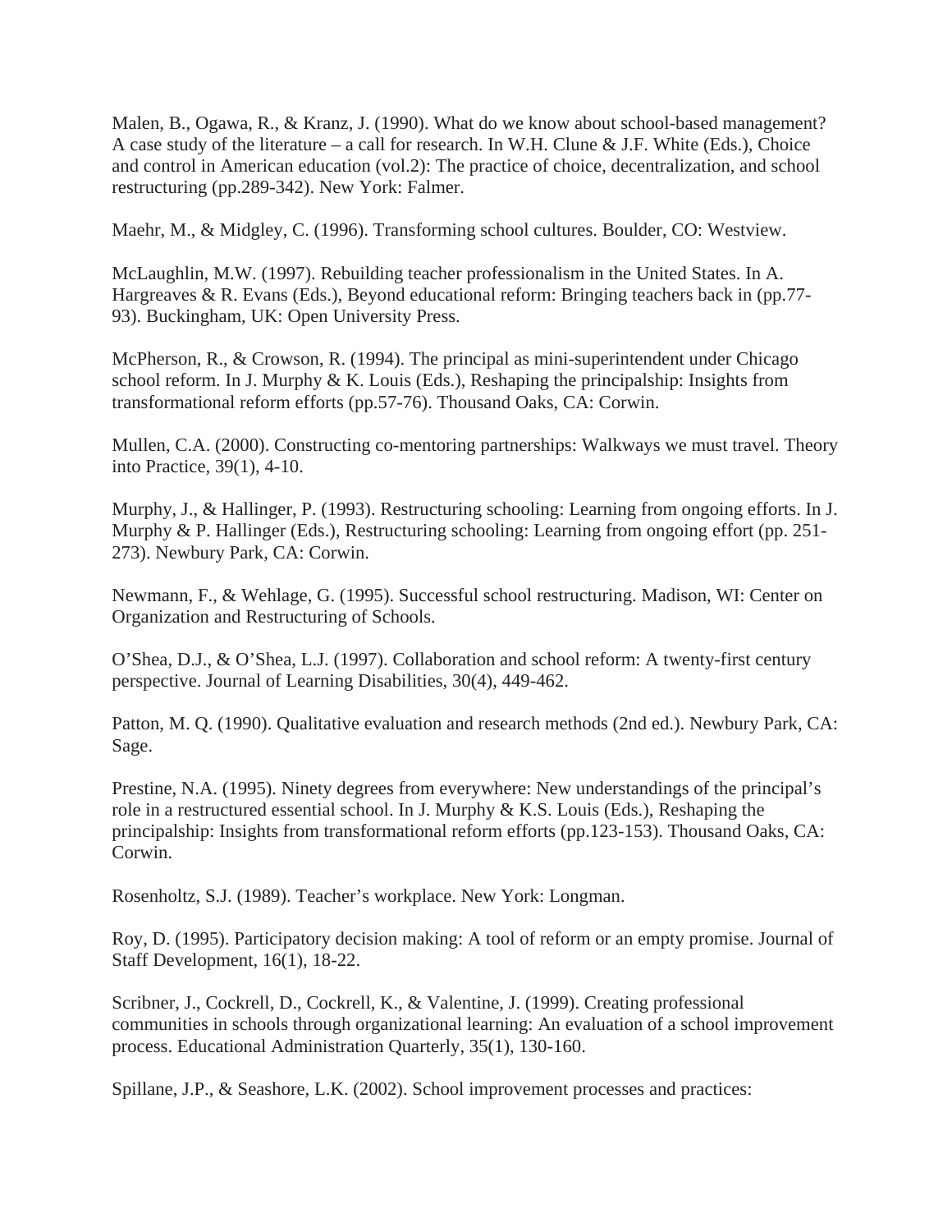Malen, B., Ogawa, R., & Kranz, J. (1990). What do we know about school-based management? A case study of the literature – a call for research. In W.H. Clune & J.F. White (Eds.), Choice and control in American education (vol.2): The practice of choice, decentralization, and school restructuring (pp.289-342). New York: Falmer.

Maehr, M., & Midgley, C. (1996). Transforming school cultures. Boulder, CO: Westview.

McLaughlin, M.W. (1997). Rebuilding teacher professionalism in the United States. In A. Hargreaves & R. Evans (Eds.), Beyond educational reform: Bringing teachers back in (pp.77-93). Buckingham, UK: Open University Press.

McPherson, R., & Crowson, R. (1994). The principal as mini-superintendent under Chicago school reform. In J. Murphy & K. Louis (Eds.), Reshaping the principalship: Insights from transformational reform efforts (pp.57-76). Thousand Oaks, CA: Corwin.

Mullen, C.A. (2000). Constructing co-mentoring partnerships: Walkways we must travel. Theory into Practice, 39(1), 4-10.

Murphy, J., & Hallinger, P. (1993). Restructuring schooling: Learning from ongoing efforts. In J. Murphy & P. Hallinger (Eds.), Restructuring schooling: Learning from ongoing effort (pp. 251-273). Newbury Park, CA: Corwin.

Newmann, F., & Wehlage, G. (1995). Successful school restructuring. Madison, WI: Center on Organization and Restructuring of Schools.

O'Shea, D.J., & O'Shea, L.J. (1997). Collaboration and school reform: A twenty-first century perspective. Journal of Learning Disabilities, 30(4), 449-462.

Patton, M. Q. (1990). Qualitative evaluation and research methods (2nd ed.). Newbury Park, CA: Sage.

Prestine, N.A. (1995). Ninety degrees from everywhere: New understandings of the principal's role in a restructured essential school. In J. Murphy & K.S. Louis (Eds.), Reshaping the principalship: Insights from transformational reform efforts (pp.123-153). Thousand Oaks, CA: Corwin.

Rosenholtz, S.J. (1989). Teacher's workplace. New York: Longman.

Roy, D. (1995). Participatory decision making: A tool of reform or an empty promise. Journal of Staff Development, 16(1), 18-22.

Scribner, J., Cockrell, D., Cockrell, K., & Valentine, J. (1999). Creating professional communities in schools through organizational learning: An evaluation of a school improvement process. Educational Administration Quarterly, 35(1), 130-160.

Spillane, J.P., & Seashore, L.K. (2002). School improvement processes and practices: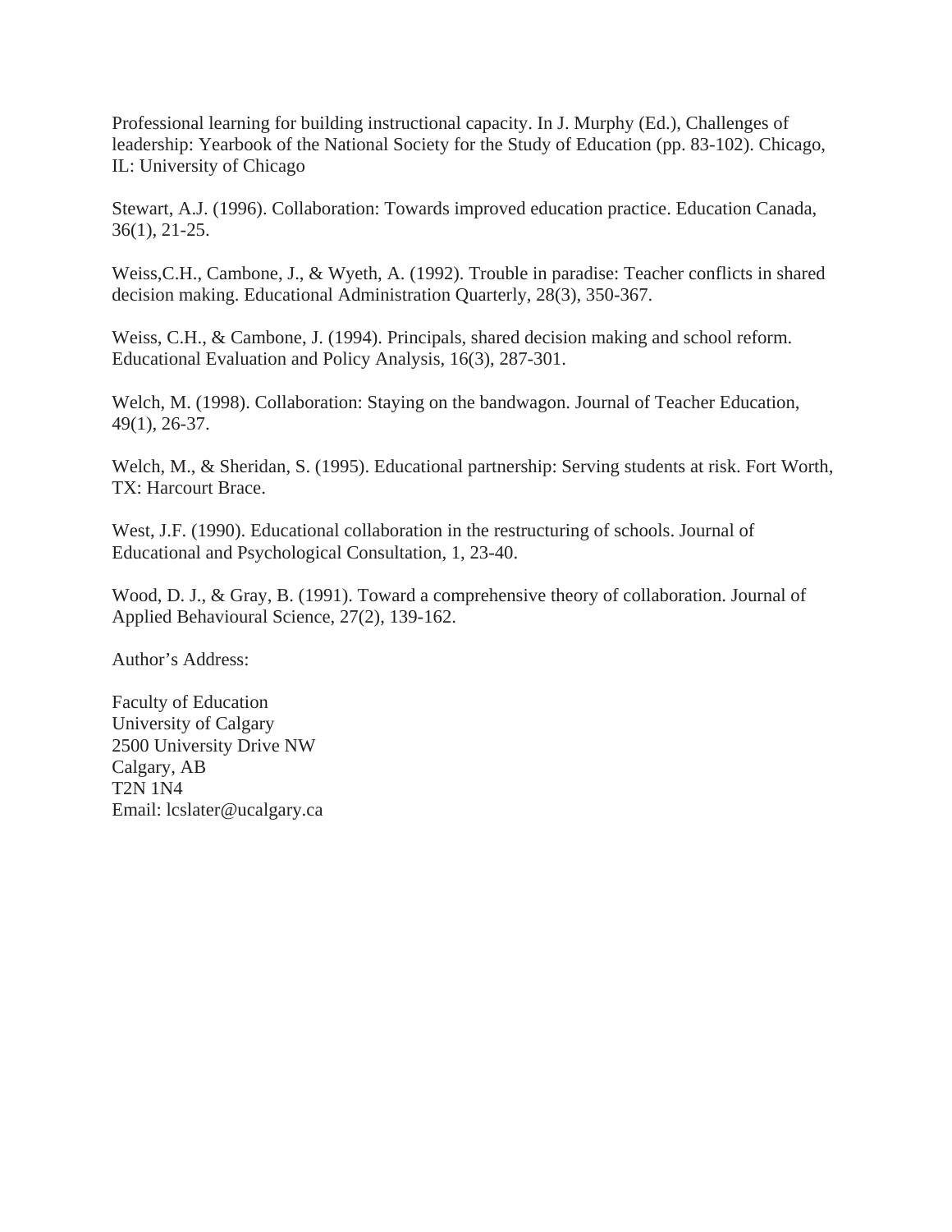Professional learning for building instructional capacity. In J. Murphy (Ed.), Challenges of leadership: Yearbook of the National Society for the Study of Education (pp. 83-102). Chicago, IL: University of Chicago

Stewart, A.J. (1996). Collaboration: Towards improved education practice. Education Canada, 36(1), 21-25.

Weiss,C.H., Cambone, J., & Wyeth, A. (1992). Trouble in paradise: Teacher conflicts in shared decision making. Educational Administration Quarterly, 28(3), 350-367.

Weiss, C.H., & Cambone, J. (1994). Principals, shared decision making and school reform. Educational Evaluation and Policy Analysis, 16(3), 287-301.

Welch, M. (1998). Collaboration: Staying on the bandwagon. Journal of Teacher Education, 49(1), 26-37.

Welch, M., & Sheridan, S. (1995). Educational partnership: Serving students at risk. Fort Worth, TX: Harcourt Brace.

West, J.F. (1990). Educational collaboration in the restructuring of schools. Journal of Educational and Psychological Consultation, 1, 23-40.

Wood, D. J., & Gray, B. (1991). Toward a comprehensive theory of collaboration. Journal of Applied Behavioural Science, 27(2), 139-162.

Author's Address:

Faculty of Education
University of Calgary
2500 University Drive NW
Calgary, AB
T2N 1N4
Email: lcslater@ucalgary.ca